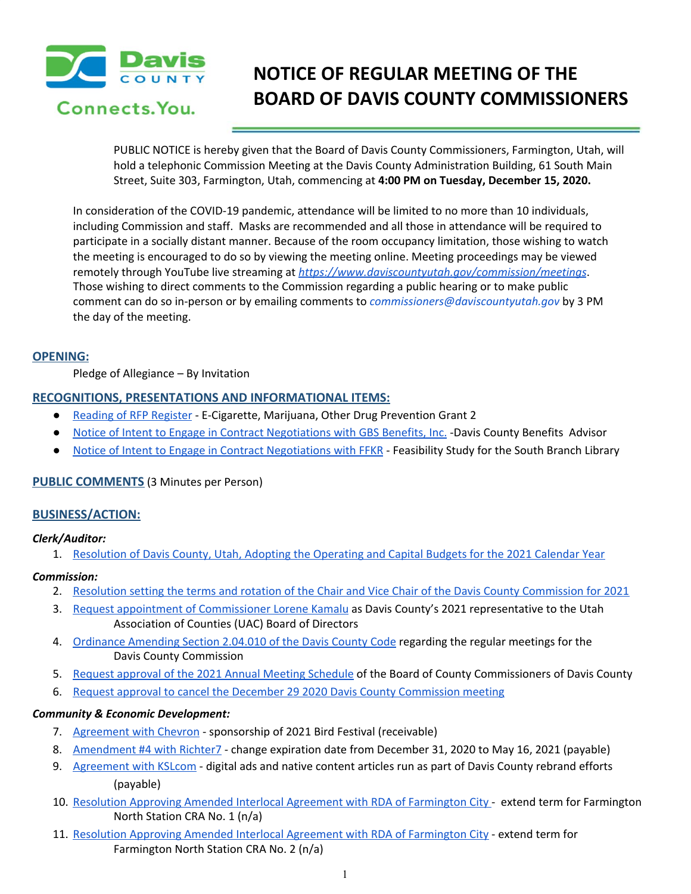# NOTICE OF REGULAR MEETING OF THE BOARD OF DAVIS COUNTY COMMISSIONERS

PUBLIC NOTICE is hereby given that the Board of Davis County Commissioners, Farmington, Utah, will hold a telephonic Commission Meeting at the Davis County Administration Building, 61 South Main Street, Suite 303, Farmington, Utah, commencing at **4:00 PM on Tuesday, December 15, 2020.**

In consideration of the COVID-19 pandemic, attendance will be limited to no more than 10 individuals, including Commission and staff. Masks are recommended and all those in attendance will be required to participate in a socially distant manner. Because of the room occupancy limitation, those wishing to watch the meeting is encouraged to do so by viewing the meeting online. Meeting proceedings may be viewed remotely through YouTube live streaming at *https://www.daviscountyutah.gov/commission/meetings*. Those wishing to direct comments to the Commission regarding a public hearing or to make public comment can do so in-person or by emailing comments to *commissioners@daviscountyutah.gov* by 3 PM the day of the meeting.

## OPENING:

Pledge of Allegiance – By Invitation

## RECOGNITIONS, PRESENTATIONS AND INFORMATIONAL ITEMS:

- Reading of RFP Register - E-Cigarette, Marijuana, Other Drug Prevention Grant 2
- Notice of Intent to Engage in Contract Negotiations with GBS Benefits, Inc. -Davis County Benefits Advisor
- Notice of Intent to Engage in Contract Negotiations with FFKR - Feasibility Study for the South Branch Library

## PUBLIC COMMENTS (3 Minutes per Person)

## BUSINESS/ACTION:

***Clerk/Auditor:***

1. Resolution of Davis County, Utah, Adopting the Operating and Capital Budgets for the 2021 Calendar Year

***Commission:***

2. Resolution setting the terms and rotation of the Chair and Vice Chair of the Davis County Commission for 2021
3. Request appointment of Commissioner Lorene Kamalu as Davis County's 2021 representative to the Utah Association of Counties (UAC) Board of Directors
4. Ordinance Amending Section 2.04.010 of the Davis County Code regarding the regular meetings for the Davis County Commission
5. Request approval of the 2021 Annual Meeting Schedule of the Board of County Commissioners of Davis County
6. Request approval to cancel the December 29 2020 Davis County Commission meeting

***Community & Economic Development:***

7. Agreement with Chevron - sponsorship of 2021 Bird Festival (receivable)
8. Amendment #4 with Richter7 - change expiration date from December 31, 2020 to May 16, 2021 (payable)
9. Agreement with KSLcom - digital ads and native content articles run as part of Davis County rebrand efforts (payable)
10. Resolution Approving Amended Interlocal Agreement with RDA of Farmington City - extend term for Farmington North Station CRA No. 1 (n/a)
11. Resolution Approving Amended Interlocal Agreement with RDA of Farmington City - extend term for Farmington North Station CRA No. 2 (n/a)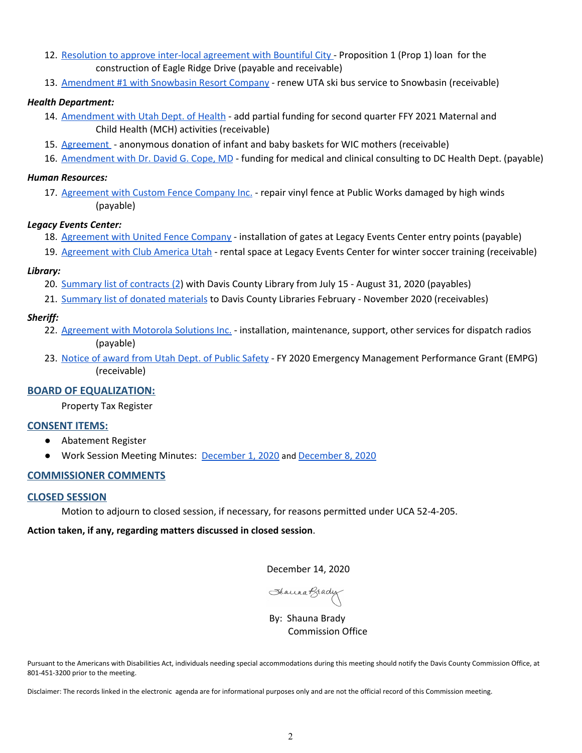12. Resolution to approve inter-local agreement with Bountiful City - Proposition 1 (Prop 1) loan for the construction of Eagle Ridge Drive (payable and receivable)
13. Amendment #1 with Snowbasin Resort Company - renew UTA ski bus service to Snowbasin (receivable)

***Health Department:***

14. Amendment with Utah Dept. of Health - add partial funding for second quarter FFY 2021 Maternal and Child Health (MCH) activities (receivable)
15. Agreement - anonymous donation of infant and baby baskets for WIC mothers (receivable)
16. Amendment with Dr. David G. Cope, MD - funding for medical and clinical consulting to DC Health Dept. (payable)

***Human Resources:***

17. Agreement with Custom Fence Company Inc. - repair vinyl fence at Public Works damaged by high winds (payable)

***Legacy Events Center:***

18. Agreement with United Fence Company - installation of gates at Legacy Events Center entry points (payable)
19. Agreement with Club America Utah - rental space at Legacy Events Center for winter soccer training (receivable)

***Library:***

20. Summary list of contracts (2) with Davis County Library from July 15 - August 31, 2020 (payables)
21. Summary list of donated materials to Davis County Libraries February - November 2020 (receivables)

***Sheriff:***

22. Agreement with Motorola Solutions Inc. - installation, maintenance, support, other services for dispatch radios (payable)
23. Notice of award from Utah Dept. of Public Safety - FY 2020 Emergency Management Performance Grant (EMPG) (receivable)

## BOARD OF EQUALIZATION:

Property Tax Register

## CONSENT ITEMS:

- Abatement Register
- Work Session Meeting Minutes: December 1, 2020 and December 8, 2020

## COMMISSIONER COMMENTS

## CLOSED SESSION

Motion to adjourn to closed session, if necessary, for reasons permitted under UCA 52-4-205.

**Action taken, if any, regarding matters discussed in closed session**.

December 14, 2020

Shauna Brady

By: Shauna Brady
Commission Office

Pursuant to the Americans with Disabilities Act, individuals needing special accommodations during this meeting should notify the Davis County Commission Office, at 801-451-3200 prior to the meeting.

Disclaimer: The records linked in the electronic agenda are for informational purposes only and are not the official record of this Commission meeting.